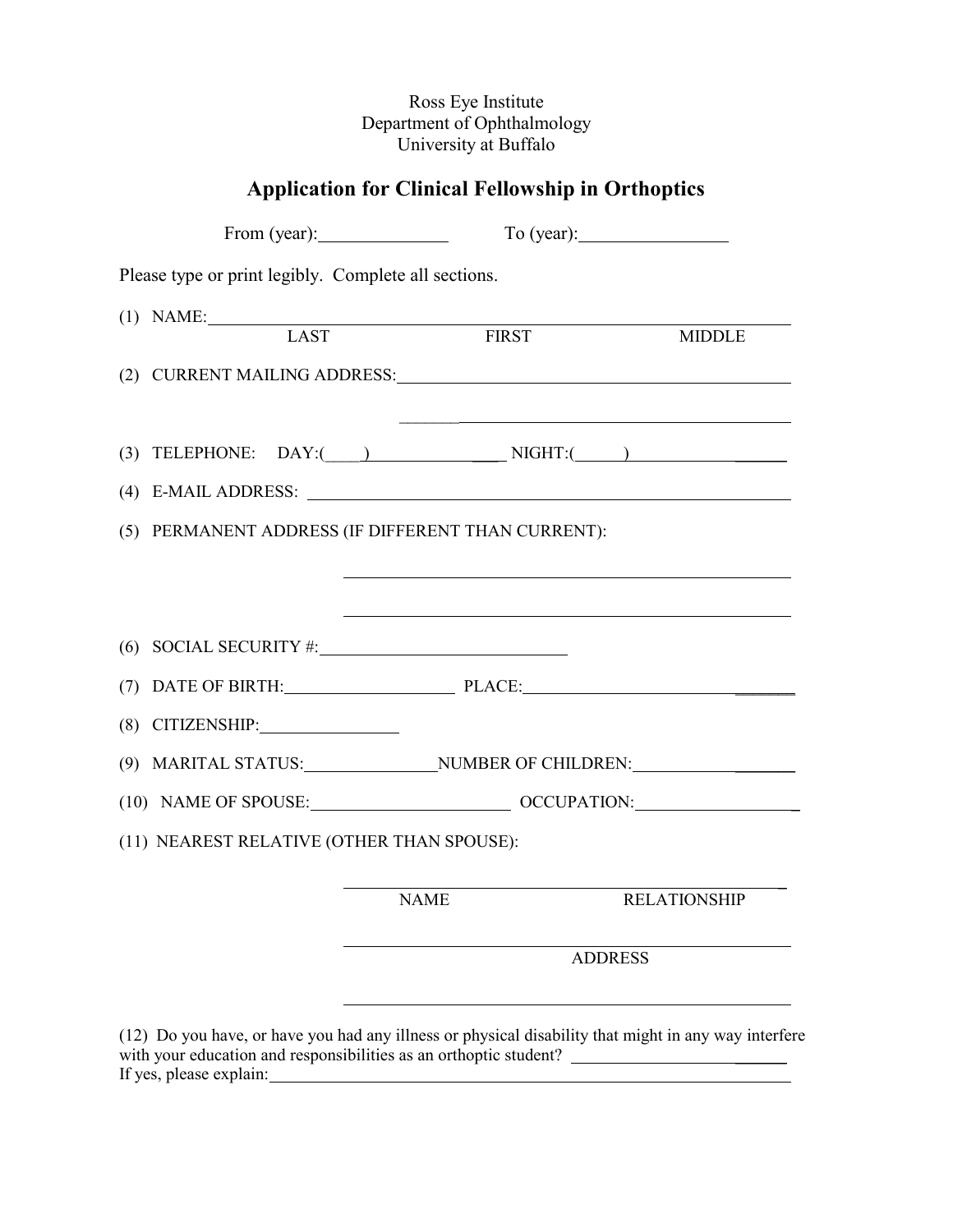Ross Eye Institute
Department of Ophthalmology
University at Buffalo

# Application for Clinical Fellowship in Orthoptics

From (year):______________ To (year):________________

Please type or print legibly. Complete all sections.

(1) NAME:_____________________________________________________________
LAST FIRST MIDDLE

(2) CURRENT MAILING ADDRESS:_____________________________________________

_____________________________________________

(3) TELEPHONE: DAY:(____)________________ NIGHT:(______)________________

(4) E-MAIL ADDRESS: _____________________________________________

(5) PERMANENT ADDRESS (IF DIFFERENT THAN CURRENT):

_____________________________________________

_____________________________________________

(6) SOCIAL SECURITY #:____________________________

(7) DATE OF BIRTH:____________________ PLACE:_________________________________

(8) CITIZENSHIP:________________

(9) MARITAL STATUS:________________NUMBER OF CHILDREN:____________________

(10) NAME OF SPOUSE:________________________ OCCUPATION:___________________

(11) NEAREST RELATIVE (OTHER THAN SPOUSE):

_____________________________________________
NAME RELATIONSHIP

_____________________________________________
ADDRESS

_____________________________________________

(12) Do you have, or have you had any illness or physical disability that might in any way interfere with your education and responsibilities as an orthoptic student? ____________________

If yes, please explain:_____________________________________________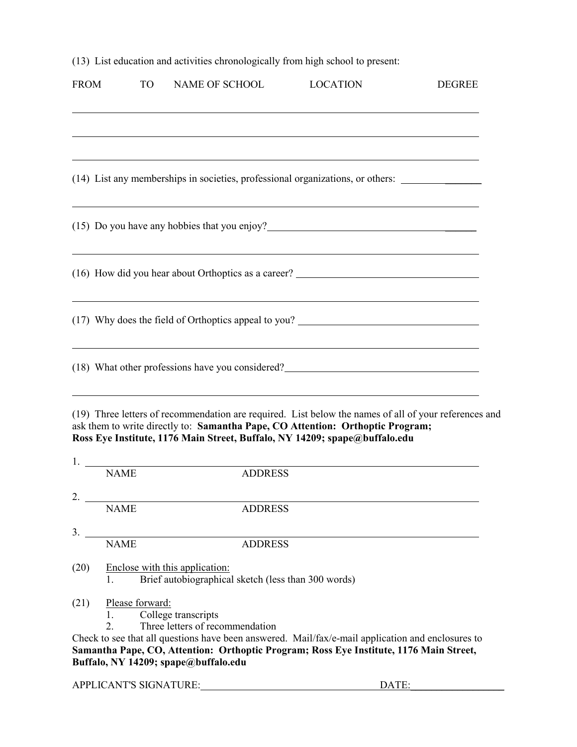(13) List education and activities chronologically from high school to present:

| FROM | TO | NAME OF SCHOOL | LOCATION | DEGREE |
|---|---|---|---|---|
| | | | | |
| | | | | |
| | | | | |

(14) List any memberships in societies, professional organizations, or others: ________________

______________________________________________________________________________

(15) Do you have any hobbies that you enjoy? ________________________________________

______________________________________________________________________________

(16) How did you hear about Orthoptics as a career? ______________________________

______________________________________________________________________________

(17) Why does the field of Orthoptics appeal to you? ______________________________

______________________________________________________________________________

(18) What other professions have you considered? _________________________________

______________________________________________________________________________

(19) Three letters of recommendation are required. List below the names of all of your references and ask them to write directly to: **Samantha Pape, CO Attention: Orthoptic Program; Ross Eye Institute, 1176 Main Street, Buffalo, NY 14209; spape@buffalo.edu**

1. ______________________________________________________________________
   NAME                                        ADDRESS

2. ______________________________________________________________________
   NAME                                        ADDRESS

3. ______________________________________________________________________
   NAME                                        ADDRESS

(20) Enclose with this application:
   1. Brief autobiographical sketch (less than 300 words)

(21) Please forward:
   1. College transcripts
   2. Three letters of recommendation

Check to see that all questions have been answered. Mail/fax/e-mail application and enclosures to **Samantha Pape, CO, Attention: Orthoptic Program; Ross Eye Institute, 1176 Main Street, Buffalo, NY 14209; spape@buffalo.edu**

APPLICANT'S SIGNATURE: ______________________________ DATE: ________________